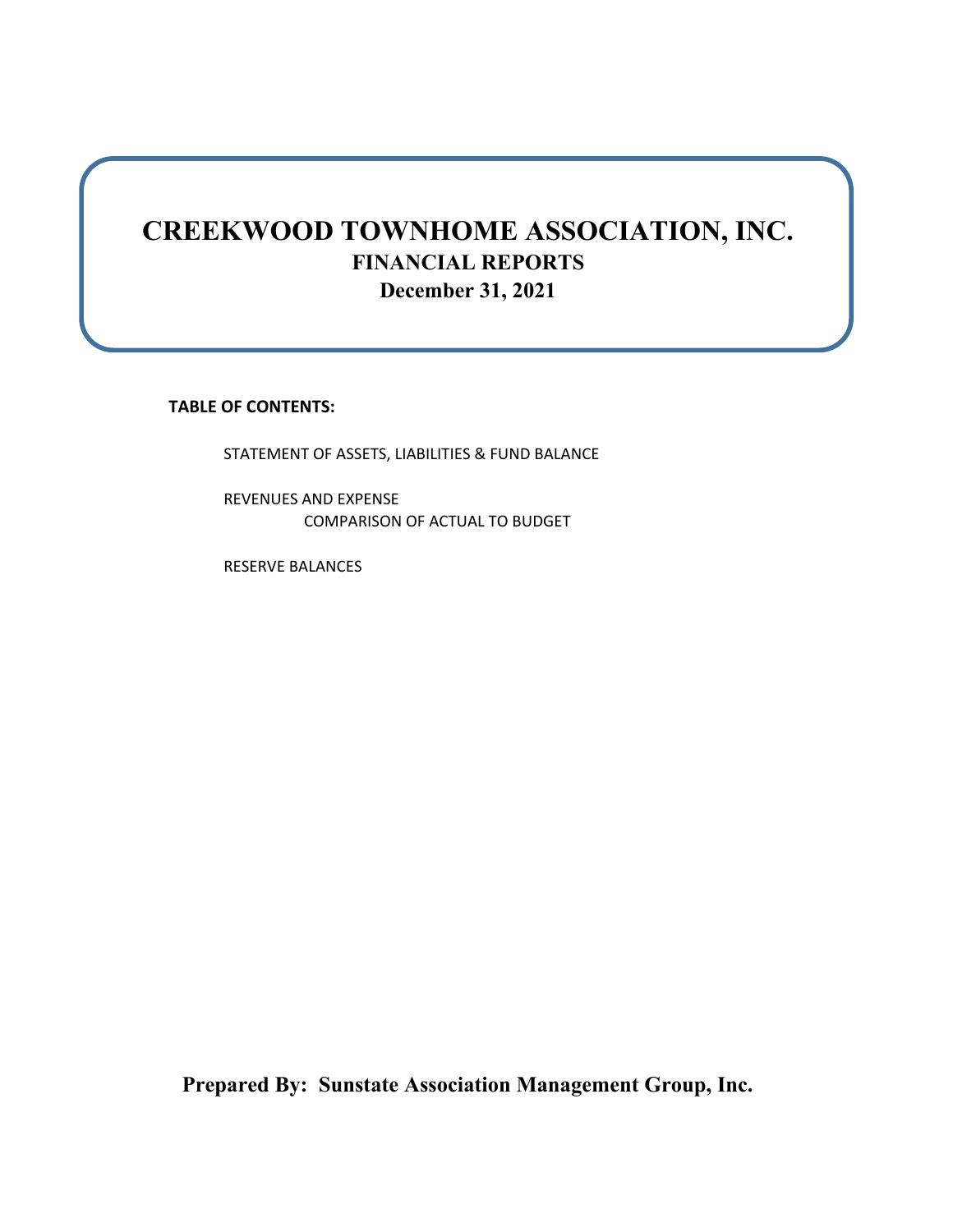# CREEKWOOD TOWNHOME ASSOCIATION, INC.

## FINANCIAL REPORTS

## December 31, 2021

**TABLE OF CONTENTS:**

STATEMENT OF ASSETS, LIABILITIES & FUND BALANCE

REVENUES AND EXPENSE
COMPARISON OF ACTUAL TO BUDGET

RESERVE BALANCES

**Prepared By: Sunstate Association Management Group, Inc.**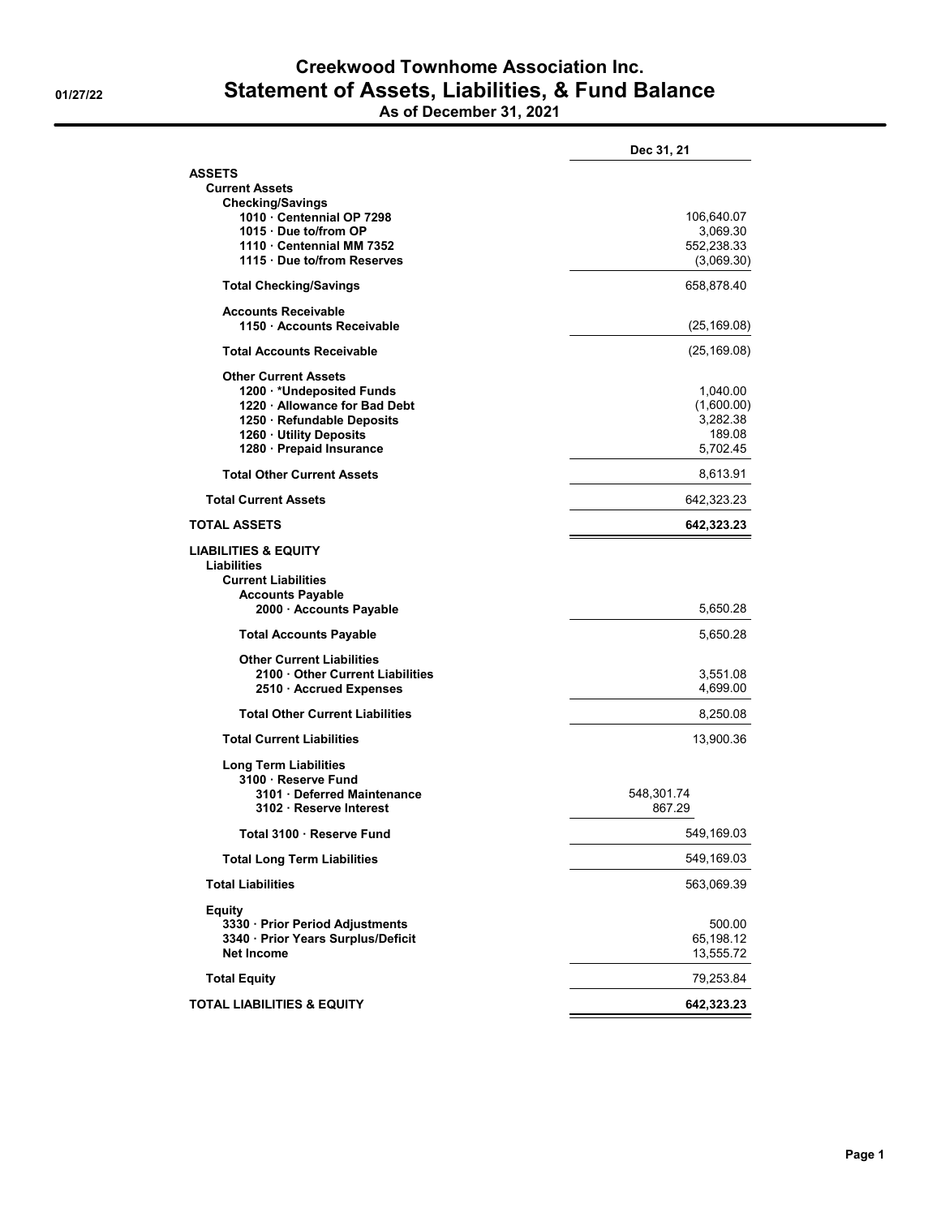# Creekwood Townhome Association Inc.

01/27/22

## Statement of Assets, Liabilities, & Fund Balance

### As of December 31, 2021

| | | Dec 31, 21 |
|---|---|---|
| **ASSETS** | | |
| **Current Assets** | | |
| **Checking/Savings** | | |
| **1010 · Centennial OP 7298** | | 106,640.07 |
| **1015 · Due to/from OP** | | 3,069.30 |
| **1110 · Centennial MM 7352** | | 552,238.33 |
| **1115 · Due to/from Reserves** | | (3,069.30) |
| **Total Checking/Savings** | | 658,878.40 |
| **Accounts Receivable** | | |
| **1150 · Accounts Receivable** | | (25,169.08) |
| **Total Accounts Receivable** | | (25,169.08) |
| **Other Current Assets** | | |
| **1200 · *Undeposited Funds** | | 1,040.00 |
| **1220 · Allowance for Bad Debt** | | (1,600.00) |
| **1250 · Refundable Deposits** | | 3,282.38 |
| **1260 · Utility Deposits** | | 189.08 |
| **1280 · Prepaid Insurance** | | 5,702.45 |
| **Total Other Current Assets** | | 8,613.91 |
| **Total Current Assets** | | 642,323.23 |
| **TOTAL ASSETS** | | **642,323.23** |
| **LIABILITIES & EQUITY** | | |
| **Liabilities** | | |
| **Current Liabilities** | | |
| **Accounts Payable** | | |
| **2000 · Accounts Payable** | | 5,650.28 |
| **Total Accounts Payable** | | 5,650.28 |
| **Other Current Liabilities** | | |
| **2100 · Other Current Liabilities** | | 3,551.08 |
| **2510 · Accrued Expenses** | | 4,699.00 |
| **Total Other Current Liabilities** | | 8,250.08 |
| **Total Current Liabilities** | | 13,900.36 |
| **Long Term Liabilities** | | |
| **3100 · Reserve Fund** | | |
| **3101 · Deferred Maintenance** | 548,301.74 | |
| **3102 · Reserve Interest** | 867.29 | |
| **Total 3100 · Reserve Fund** | | 549,169.03 |
| **Total Long Term Liabilities** | | 549,169.03 |
| **Total Liabilities** | | 563,069.39 |
| **Equity** | | |
| **3330 · Prior Period Adjustments** | | 500.00 |
| **3340 · Prior Years Surplus/Deficit** | | 65,198.12 |
| **Net Income** | | 13,555.72 |
| **Total Equity** | | 79,253.84 |
| **TOTAL LIABILITIES & EQUITY** | | **642,323.23** |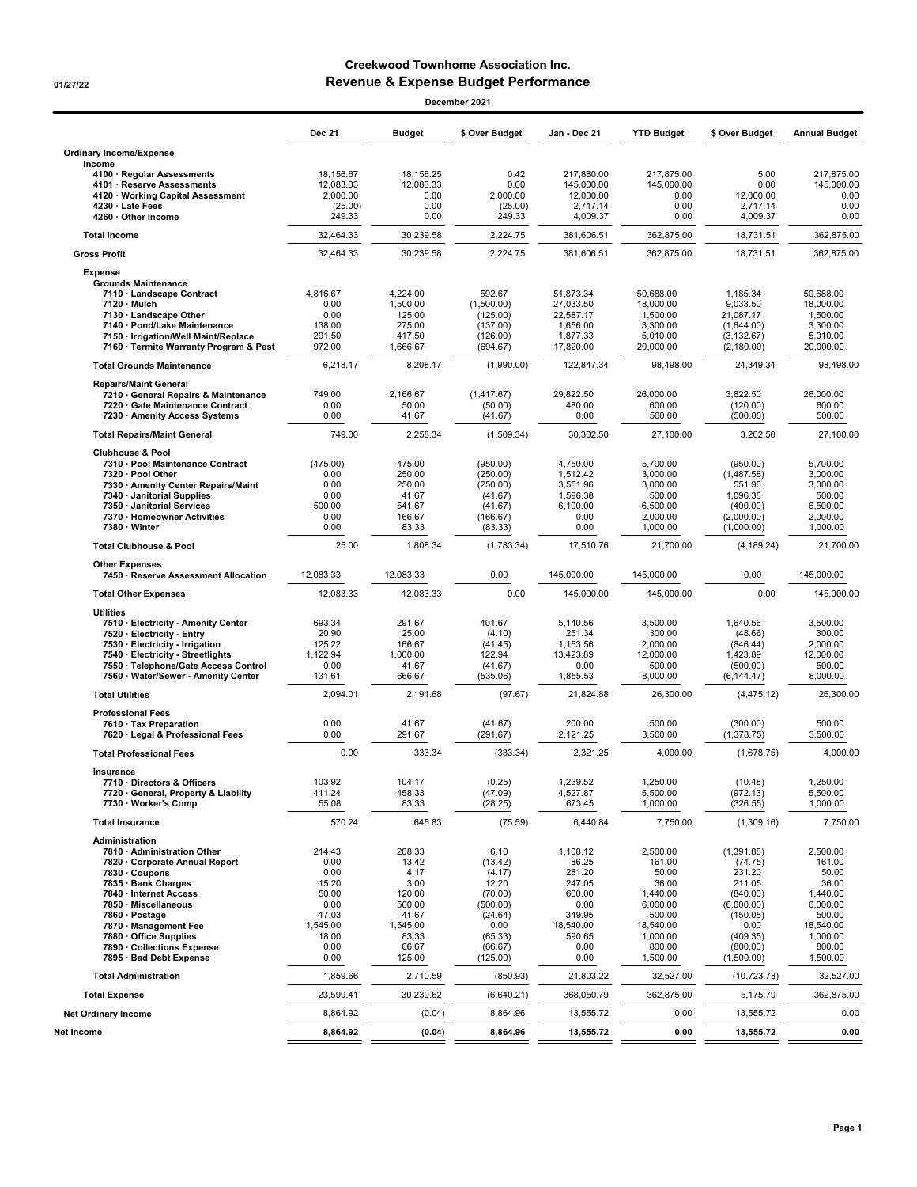# Creekwood Townhome Association Inc.

01/27/22

## Revenue & Expense Budget Performance

December 2021

| | Dec 21 | Budget | $ Over Budget | Jan - Dec 21 | YTD Budget | $ Over Budget | Annual Budget |
|---|---|---|---|---|---|---|---|
| **Ordinary Income/Expense** | | | | | | | |
| **Income** | | | | | | | |
| 4100 · Regular Assessments | 18,156.67 | 18,156.25 | 0.42 | 217,880.00 | 217,875.00 | 5.00 | 217,875.00 |
| 4101 · Reserve Assessments | 12,083.33 | 12,083.33 | 0.00 | 145,000.00 | 145,000.00 | 0.00 | 145,000.00 |
| 4120 · Working Capital Assessment | 2,000.00 | 0.00 | 2,000.00 | 12,000.00 | 0.00 | 12,000.00 | 0.00 |
| 4230 · Late Fees | (25.00) | 0.00 | (25.00) | 2,717.14 | 0.00 | 2,717.14 | 0.00 |
| 4260 · Other Income | 249.33 | 0.00 | 249.33 | 4,009.37 | 0.00 | 4,009.37 | 0.00 |
| **Total Income** | 32,464.33 | 30,239.58 | 2,224.75 | 381,606.51 | 362,875.00 | 18,731.51 | 362,875.00 |
| **Gross Profit** | 32,464.33 | 30,239.58 | 2,224.75 | 381,606.51 | 362,875.00 | 18,731.51 | 362,875.00 |
| **Expense** | | | | | | | |
| **Grounds Maintenance** | | | | | | | |
| 7110 · Landscape Contract | 4,816.67 | 4,224.00 | 592.67 | 51,873.34 | 50,688.00 | 1,185.34 | 50,688.00 |
| 7120 · Mulch | 0.00 | 1,500.00 | (1,500.00) | 27,033.50 | 18,000.00 | 9,033.50 | 18,000.00 |
| 7130 · Landscape Other | 0.00 | 125.00 | (125.00) | 22,587.17 | 1,500.00 | 21,087.17 | 1,500.00 |
| 7140 · Pond/Lake Maintenance | 138.00 | 275.00 | (137.00) | 1,656.00 | 3,300.00 | (1,644.00) | 3,300.00 |
| 7150 · Irrigation/Well Maint/Replace | 291.50 | 417.50 | (126.00) | 1,877.33 | 5,010.00 | (3,132.67) | 5,010.00 |
| 7160 · Termite Warranty Program & Pest | 972.00 | 1,666.67 | (694.67) | 17,820.00 | 20,000.00 | (2,180.00) | 20,000.00 |
| **Total Grounds Maintenance** | 6,218.17 | 8,208.17 | (1,990.00) | 122,847.34 | 98,498.00 | 24,349.34 | 98,498.00 |
| **Repairs/Maint General** | | | | | | | |
| 7210 · General Repairs & Maintenance | 749.00 | 2,166.67 | (1,417.67) | 29,822.50 | 26,000.00 | 3,822.50 | 26,000.00 |
| 7220 · Gate Maintenance Contract | 0.00 | 50.00 | (50.00) | 480.00 | 600.00 | (120.00) | 600.00 |
| 7230 · Amenity Access Systems | 0.00 | 41.67 | (41.67) | 0.00 | 500.00 | (500.00) | 500.00 |
| **Total Repairs/Maint General** | 749.00 | 2,258.34 | (1,509.34) | 30,302.50 | 27,100.00 | 3,202.50 | 27,100.00 |
| **Clubhouse & Pool** | | | | | | | |
| 7310 · Pool Maintenance Contract | (475.00) | 475.00 | (950.00) | 4,750.00 | 5,700.00 | (950.00) | 5,700.00 |
| 7320 · Pool Other | 0.00 | 250.00 | (250.00) | 1,512.42 | 3,000.00 | (1,487.58) | 3,000.00 |
| 7330 · Amenity Center Repairs/Maint | 0.00 | 250.00 | (250.00) | 3,551.96 | 3,000.00 | 551.96 | 3,000.00 |
| 7340 · Janitorial Supplies | 0.00 | 41.67 | (41.67) | 1,596.38 | 500.00 | 1,096.38 | 500.00 |
| 7350 · Janitorial Services | 500.00 | 541.67 | (41.67) | 6,100.00 | 6,500.00 | (400.00) | 6,500.00 |
| 7370 · Homeowner Activities | 0.00 | 166.67 | (166.67) | 0.00 | 2,000.00 | (2,000.00) | 2,000.00 |
| 7380 · Winter | 0.00 | 83.33 | (83.33) | 0.00 | 1,000.00 | (1,000.00) | 1,000.00 |
| **Total Clubhouse & Pool** | 25.00 | 1,808.34 | (1,783.34) | 17,510.76 | 21,700.00 | (4,189.24) | 21,700.00 |
| **Other Expenses** | | | | | | | |
| 7450 · Reserve Assessment Allocation | 12,083.33 | 12,083.33 | 0.00 | 145,000.00 | 145,000.00 | 0.00 | 145,000.00 |
| **Total Other Expenses** | 12,083.33 | 12,083.33 | 0.00 | 145,000.00 | 145,000.00 | 0.00 | 145,000.00 |
| **Utilities** | | | | | | | |
| 7510 · Electricity - Amenity Center | 693.34 | 291.67 | 401.67 | 5,140.56 | 3,500.00 | 1,640.56 | 3,500.00 |
| 7520 · Electricity - Entry | 20.90 | 25.00 | (4.10) | 251.34 | 300.00 | (48.66) | 300.00 |
| 7530 · Electricity - Irrigation | 125.22 | 166.67 | (41.45) | 1,153.56 | 2,000.00 | (846.44) | 2,000.00 |
| 7540 · Electricity - Streetlights | 1,122.94 | 1,000.00 | 122.94 | 13,423.89 | 12,000.00 | 1,423.89 | 12,000.00 |
| 7550 · Telephone/Gate Access Control | 0.00 | 41.67 | (41.67) | 0.00 | 500.00 | (500.00) | 500.00 |
| 7560 · Water/Sewer - Amenity Center | 131.61 | 666.67 | (535.06) | 1,855.53 | 8,000.00 | (6,144.47) | 8,000.00 |
| **Total Utilities** | 2,094.01 | 2,191.68 | (97.67) | 21,824.88 | 26,300.00 | (4,475.12) | 26,300.00 |
| **Professional Fees** | | | | | | | |
| 7610 · Tax Preparation | 0.00 | 41.67 | (41.67) | 200.00 | 500.00 | (300.00) | 500.00 |
| 7620 · Legal & Professional Fees | 0.00 | 291.67 | (291.67) | 2,121.25 | 3,500.00 | (1,378.75) | 3,500.00 |
| **Total Professional Fees** | 0.00 | 333.34 | (333.34) | 2,321.25 | 4,000.00 | (1,678.75) | 4,000.00 |
| **Insurance** | | | | | | | |
| 7710 · Directors & Officers | 103.92 | 104.17 | (0.25) | 1,239.52 | 1,250.00 | (10.48) | 1,250.00 |
| 7720 · General, Property & Liability | 411.24 | 458.33 | (47.09) | 4,527.87 | 5,500.00 | (972.13) | 5,500.00 |
| 7730 · Worker's Comp | 55.08 | 83.33 | (28.25) | 673.45 | 1,000.00 | (326.55) | 1,000.00 |
| **Total Insurance** | 570.24 | 645.83 | (75.59) | 6,440.84 | 7,750.00 | (1,309.16) | 7,750.00 |
| **Administration** | | | | | | | |
| 7810 · Administration Other | 214.43 | 208.33 | 6.10 | 1,108.12 | 2,500.00 | (1,391.88) | 2,500.00 |
| 7820 · Corporate Annual Report | 0.00 | 13.42 | (13.42) | 86.25 | 161.00 | (74.75) | 161.00 |
| 7830 · Coupons | 0.00 | 4.17 | (4.17) | 281.20 | 50.00 | 231.20 | 50.00 |
| 7835 · Bank Charges | 15.20 | 3.00 | 12.20 | 247.05 | 36.00 | 211.05 | 36.00 |
| 7840 · Internet Access | 50.00 | 120.00 | (70.00) | 600.00 | 1,440.00 | (840.00) | 1,440.00 |
| 7850 · Miscellaneous | 0.00 | 500.00 | (500.00) | 0.00 | 6,000.00 | (6,000.00) | 6,000.00 |
| 7860 · Postage | 17.03 | 41.67 | (24.64) | 349.95 | 500.00 | (150.05) | 500.00 |
| 7870 · Management Fee | 1,545.00 | 1,545.00 | 0.00 | 18,540.00 | 18,540.00 | 0.00 | 18,540.00 |
| 7880 · Office Supplies | 18.00 | 83.33 | (65.33) | 590.65 | 1,000.00 | (409.35) | 1,000.00 |
| 7890 · Collections Expense | 0.00 | 66.67 | (66.67) | 0.00 | 800.00 | (800.00) | 800.00 |
| 7895 · Bad Debt Expense | 0.00 | 125.00 | (125.00) | 0.00 | 1,500.00 | (1,500.00) | 1,500.00 |
| **Total Administration** | 1,859.66 | 2,710.59 | (850.93) | 21,803.22 | 32,527.00 | (10,723.78) | 32,527.00 |
| **Total Expense** | 23,599.41 | 30,239.62 | (6,640.21) | 368,050.79 | 362,875.00 | 5,175.79 | 362,875.00 |
| **Net Ordinary Income** | 8,864.92 | (0.04) | 8,864.96 | 13,555.72 | 0.00 | 13,555.72 | 0.00 |
| **Net Income** | **8,864.92** | **(0.04)** | **8,864.96** | **13,555.72** | **0.00** | **13,555.72** | **0.00** |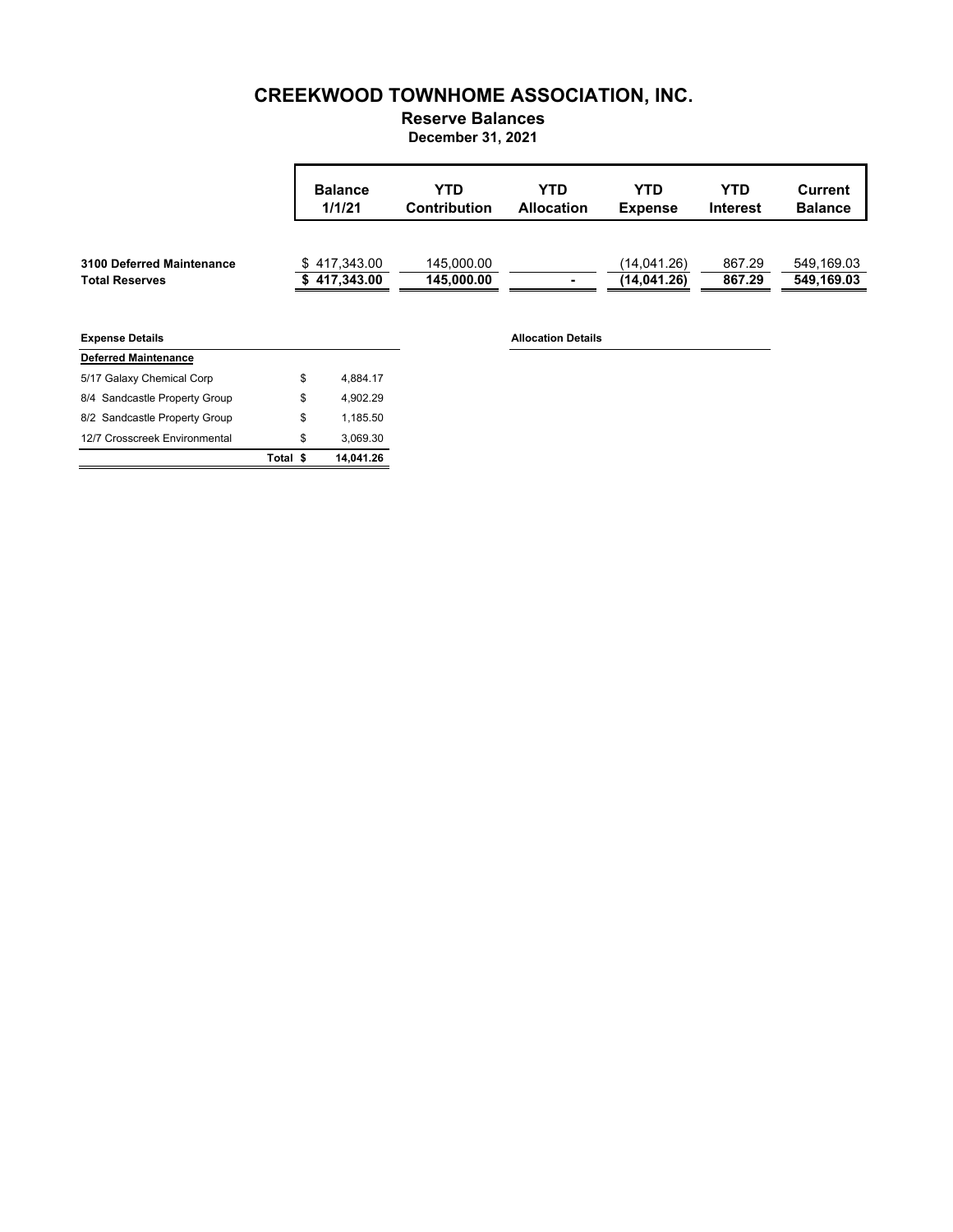# CREEKWOOD TOWNHOME ASSOCIATION, INC.

## Reserve Balances

### December 31, 2021

| | Balance 1/1/21 | YTD Contribution | YTD Allocation | YTD Expense | YTD Interest | Current Balance |
|---|---|---|---|---|---|---|
| **3100 Deferred Maintenance** | $ 417,343.00 | 145,000.00 | | (14,041.26) | 867.29 | 549,169.03 |
| **Total Reserves** | **$ 417,343.00** | **145,000.00** | **-** | **(14,041.26)** | **867.29** | **549,169.03** |

**Expense Details**

| | | |
|---|---|---|
| **Deferred Maintenance** | | |
| 5/17 Galaxy Chemical Corp | $ | 4,884.17 |
| 8/4 Sandcastle Property Group | $ | 4,902.29 |
| 8/2 Sandcastle Property Group | $ | 1,185.50 |
| 12/7 Crosscreek Environmental | $ | 3,069.30 |
| **Total** | **$** | **14,041.26** |

**Allocation Details**